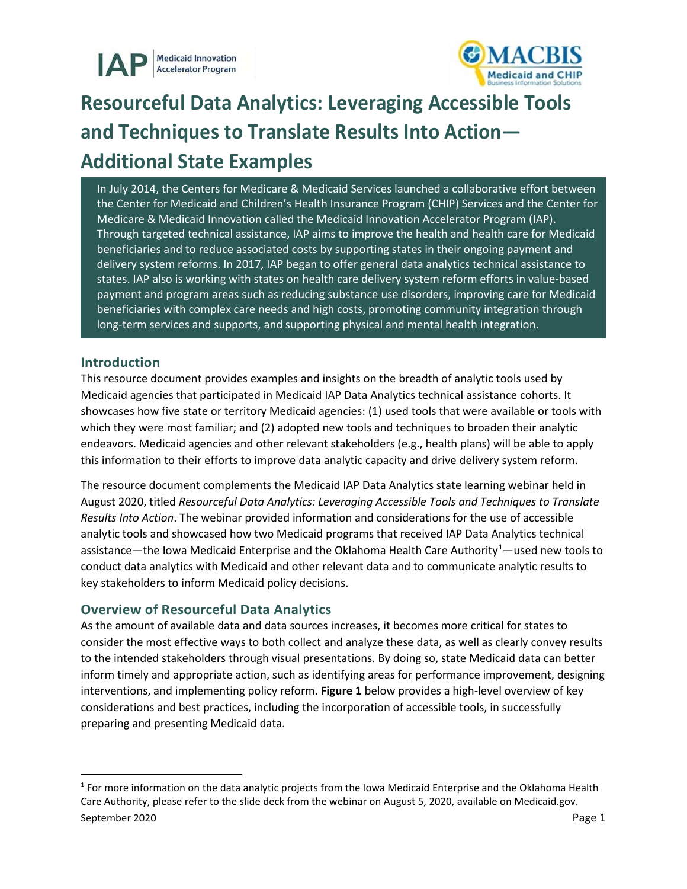# Resourceful Data Analytics: Leveraging Accessible Tools and Techniques to Translate Results Into Action—Additional State Examples

In July 2014, the Centers for Medicare & Medicaid Services launched a collaborative effort between the Center for Medicaid and Children's Health Insurance Program (CHIP) Services and the Center for Medicare & Medicaid Innovation called the Medicaid Innovation Accelerator Program (IAP). Through targeted technical assistance, IAP aims to improve the health and health care for Medicaid beneficiaries and to reduce associated costs by supporting states in their ongoing payment and delivery system reforms. In 2017, IAP began to offer general data analytics technical assistance to states. IAP also is working with states on health care delivery system reform efforts in value-based payment and program areas such as reducing substance use disorders, improving care for Medicaid beneficiaries with complex care needs and high costs, promoting community integration through long-term services and supports, and supporting physical and mental health integration.

## Introduction

This resource document provides examples and insights on the breadth of analytic tools used by Medicaid agencies that participated in Medicaid IAP Data Analytics technical assistance cohorts. It showcases how five state or territory Medicaid agencies: (1) used tools that were available or tools with which they were most familiar; and (2) adopted new tools and techniques to broaden their analytic endeavors. Medicaid agencies and other relevant stakeholders (e.g., health plans) will be able to apply this information to their efforts to improve data analytic capacity and drive delivery system reform.

The resource document complements the Medicaid IAP Data Analytics state learning webinar held in August 2020, titled *Resourceful Data Analytics: Leveraging Accessible Tools and Techniques to Translate Results Into Action*. The webinar provided information and considerations for the use of accessible analytic tools and showcased how two Medicaid programs that received IAP Data Analytics technical assistance—the Iowa Medicaid Enterprise and the Oklahoma Health Care Authority[1]—used new tools to conduct data analytics with Medicaid and other relevant data and to communicate analytic results to key stakeholders to inform Medicaid policy decisions.

## Overview of Resourceful Data Analytics

As the amount of available data and data sources increases, it becomes more critical for states to consider the most effective ways to both collect and analyze these data, as well as clearly convey results to the intended stakeholders through visual presentations. By doing so, state Medicaid data can better inform timely and appropriate action, such as identifying areas for performance improvement, designing interventions, and implementing policy reform. **Figure 1** below provides a high-level overview of key considerations and best practices, including the incorporation of accessible tools, in successfully preparing and presenting Medicaid data.

[1] For more information on the data analytic projects from the Iowa Medicaid Enterprise and the Oklahoma Health Care Authority, please refer to the slide deck from the webinar on August 5, 2020, available on Medicaid.gov.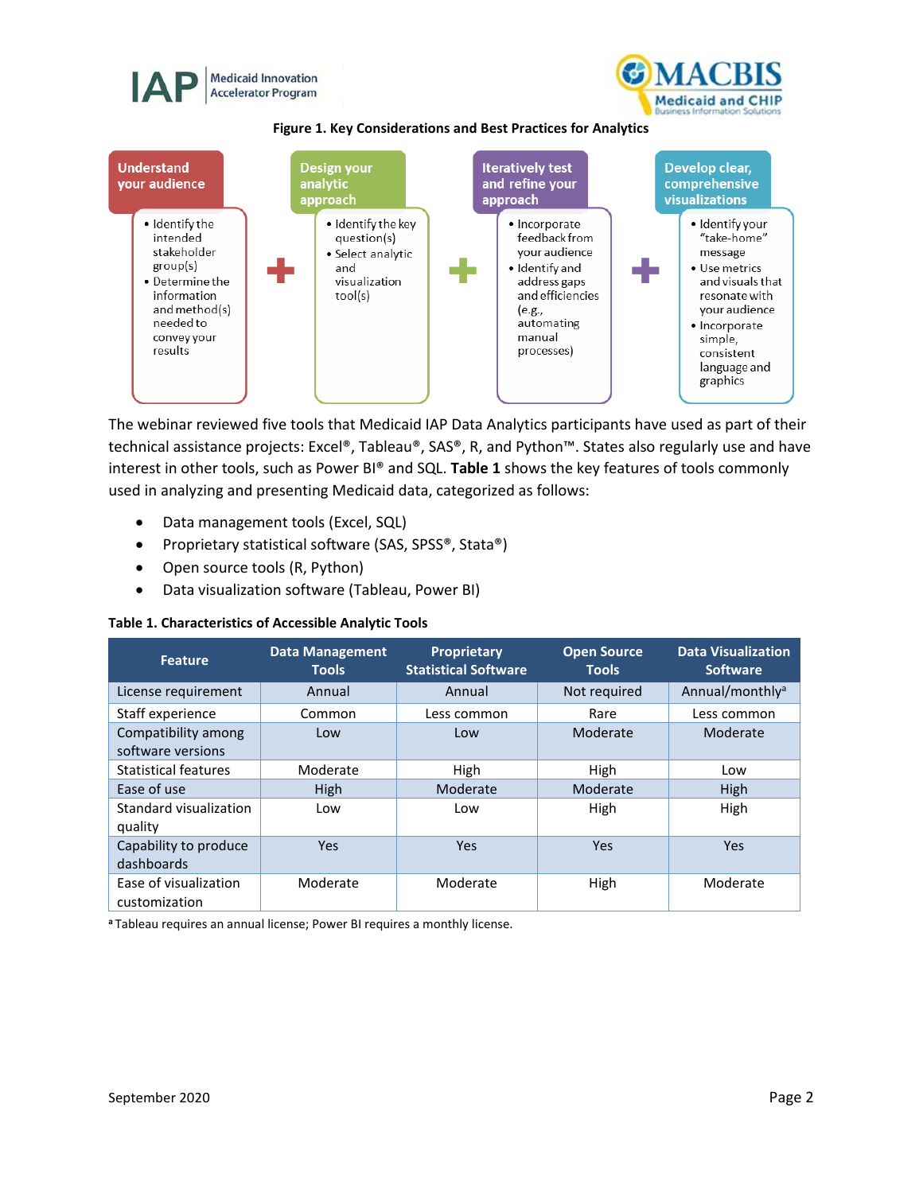**Figure 1. Key Considerations and Best Practices for Analytics**

**Understand your audience**
- Identify the intended stakeholder group(s)
- Determine the information and method(s) needed to convey your results

**+**

**Design your analytic approach**
- Identify the key question(s)
- Select analytic and visualization tool(s)

**+**

**Iteratively test and refine your approach**
- Incorporate feedback from your audience
- Identify and address gaps and efficiencies (e.g., automating manual processes)

**+**

**Develop clear, comprehensive visualizations**
- Identify your "take-home" message
- Use metrics and visuals that resonate with your audience
- Incorporate simple, consistent language and graphics

The webinar reviewed five tools that Medicaid IAP Data Analytics participants have used as part of their technical assistance projects: Excel®, Tableau®, SAS®, R, and Python™. States also regularly use and have interest in other tools, such as Power BI® and SQL. **Table 1** shows the key features of tools commonly used in analyzing and presenting Medicaid data, categorized as follows:

- Data management tools (Excel, SQL)
- Proprietary statistical software (SAS, SPSS®, Stata®)
- Open source tools (R, Python)
- Data visualization software (Tableau, Power BI)

**Table 1. Characteristics of Accessible Analytic Tools**

| Feature | Data Management Tools | Proprietary Statistical Software | Open Source Tools | Data Visualization Software |
|---|---|---|---|---|
| License requirement | Annual | Annual | Not required | Annual/monthly[a] |
| Staff experience | Common | Less common | Rare | Less common |
| Compatibility among software versions | Low | Low | Moderate | Moderate |
| Statistical features | Moderate | High | High | Low |
| Ease of use | High | Moderate | Moderate | High |
| Standard visualization quality | Low | Low | High | High |
| Capability to produce dashboards | Yes | Yes | Yes | Yes |
| Ease of visualization customization | Moderate | Moderate | High | Moderate |

[a] Tableau requires an annual license; Power BI requires a monthly license.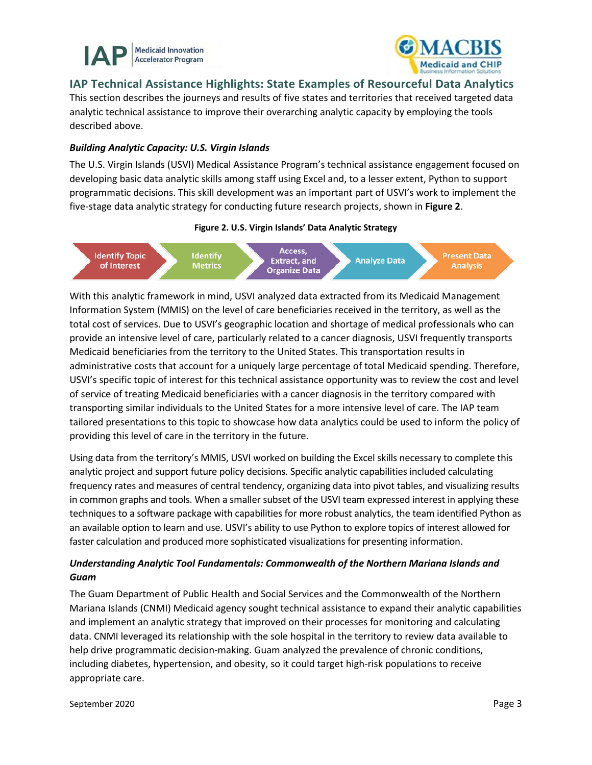## IAP Technical Assistance Highlights: State Examples of Resourceful Data Analytics

This section describes the journeys and results of five states and territories that received targeted data analytic technical assistance to improve their overarching analytic capacity by employing the tools described above.

### *Building Analytic Capacity: U.S. Virgin Islands*

The U.S. Virgin Islands (USVI) Medical Assistance Program's technical assistance engagement focused on developing basic data analytic skills among staff using Excel and, to a lesser extent, Python to support programmatic decisions. This skill development was an important part of USVI's work to implement the five-stage data analytic strategy for conducting future research projects, shown in **Figure 2**.

**Figure 2. U.S. Virgin Islands' Data Analytic Strategy**

Identify Topic of Interest → Identify Metrics → Access, Extract, and Organize Data → Analyze Data → Present Data Analysis

With this analytic framework in mind, USVI analyzed data extracted from its Medicaid Management Information System (MMIS) on the level of care beneficiaries received in the territory, as well as the total cost of services. Due to USVI's geographic location and shortage of medical professionals who can provide an intensive level of care, particularly related to a cancer diagnosis, USVI frequently transports Medicaid beneficiaries from the territory to the United States. This transportation results in administrative costs that account for a uniquely large percentage of total Medicaid spending. Therefore, USVI's specific topic of interest for this technical assistance opportunity was to review the cost and level of service of treating Medicaid beneficiaries with a cancer diagnosis in the territory compared with transporting similar individuals to the United States for a more intensive level of care. The IAP team tailored presentations to this topic to showcase how data analytics could be used to inform the policy of providing this level of care in the territory in the future.

Using data from the territory's MMIS, USVI worked on building the Excel skills necessary to complete this analytic project and support future policy decisions. Specific analytic capabilities included calculating frequency rates and measures of central tendency, organizing data into pivot tables, and visualizing results in common graphs and tools. When a smaller subset of the USVI team expressed interest in applying these techniques to a software package with capabilities for more robust analytics, the team identified Python as an available option to learn and use. USVI's ability to use Python to explore topics of interest allowed for faster calculation and produced more sophisticated visualizations for presenting information.

### *Understanding Analytic Tool Fundamentals: Commonwealth of the Northern Mariana Islands and Guam*

The Guam Department of Public Health and Social Services and the Commonwealth of the Northern Mariana Islands (CNMI) Medicaid agency sought technical assistance to expand their analytic capabilities and implement an analytic strategy that improved on their processes for monitoring and calculating data. CNMI leveraged its relationship with the sole hospital in the territory to review data available to help drive programmatic decision-making. Guam analyzed the prevalence of chronic conditions, including diabetes, hypertension, and obesity, so it could target high-risk populations to receive appropriate care.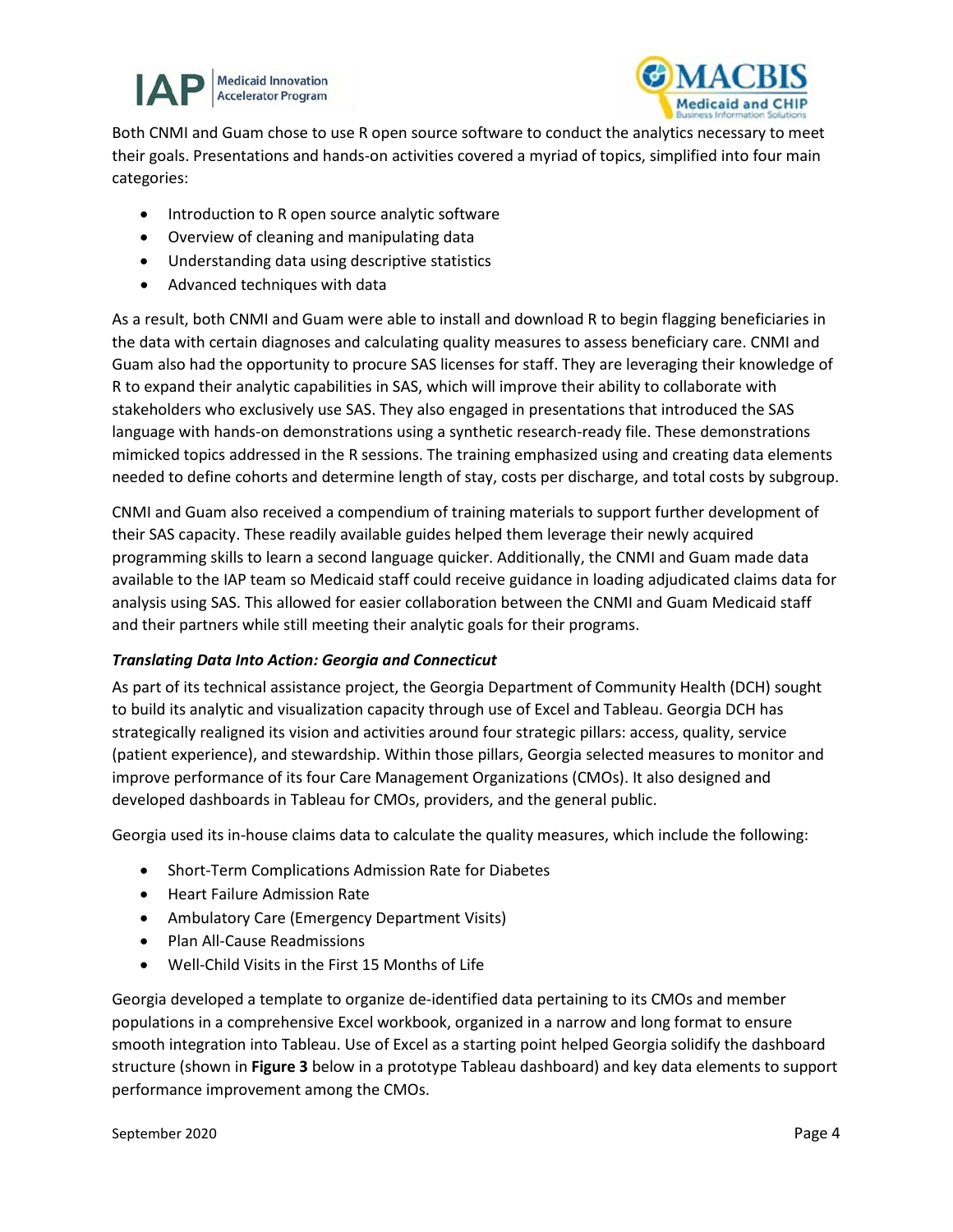Both CNMI and Guam chose to use R open source software to conduct the analytics necessary to meet their goals. Presentations and hands-on activities covered a myriad of topics, simplified into four main categories:

- Introduction to R open source analytic software
- Overview of cleaning and manipulating data
- Understanding data using descriptive statistics
- Advanced techniques with data

As a result, both CNMI and Guam were able to install and download R to begin flagging beneficiaries in the data with certain diagnoses and calculating quality measures to assess beneficiary care. CNMI and Guam also had the opportunity to procure SAS licenses for staff. They are leveraging their knowledge of R to expand their analytic capabilities in SAS, which will improve their ability to collaborate with stakeholders who exclusively use SAS. They also engaged in presentations that introduced the SAS language with hands-on demonstrations using a synthetic research-ready file. These demonstrations mimicked topics addressed in the R sessions. The training emphasized using and creating data elements needed to define cohorts and determine length of stay, costs per discharge, and total costs by subgroup.

CNMI and Guam also received a compendium of training materials to support further development of their SAS capacity. These readily available guides helped them leverage their newly acquired programming skills to learn a second language quicker. Additionally, the CNMI and Guam made data available to the IAP team so Medicaid staff could receive guidance in loading adjudicated claims data for analysis using SAS. This allowed for easier collaboration between the CNMI and Guam Medicaid staff and their partners while still meeting their analytic goals for their programs.

### *Translating Data Into Action: Georgia and Connecticut*

As part of its technical assistance project, the Georgia Department of Community Health (DCH) sought to build its analytic and visualization capacity through use of Excel and Tableau. Georgia DCH has strategically realigned its vision and activities around four strategic pillars: access, quality, service (patient experience), and stewardship. Within those pillars, Georgia selected measures to monitor and improve performance of its four Care Management Organizations (CMOs). It also designed and developed dashboards in Tableau for CMOs, providers, and the general public.

Georgia used its in-house claims data to calculate the quality measures, which include the following:

- Short-Term Complications Admission Rate for Diabetes
- Heart Failure Admission Rate
- Ambulatory Care (Emergency Department Visits)
- Plan All-Cause Readmissions
- Well-Child Visits in the First 15 Months of Life

Georgia developed a template to organize de-identified data pertaining to its CMOs and member populations in a comprehensive Excel workbook, organized in a narrow and long format to ensure smooth integration into Tableau. Use of Excel as a starting point helped Georgia solidify the dashboard structure (shown in **Figure 3** below in a prototype Tableau dashboard) and key data elements to support performance improvement among the CMOs.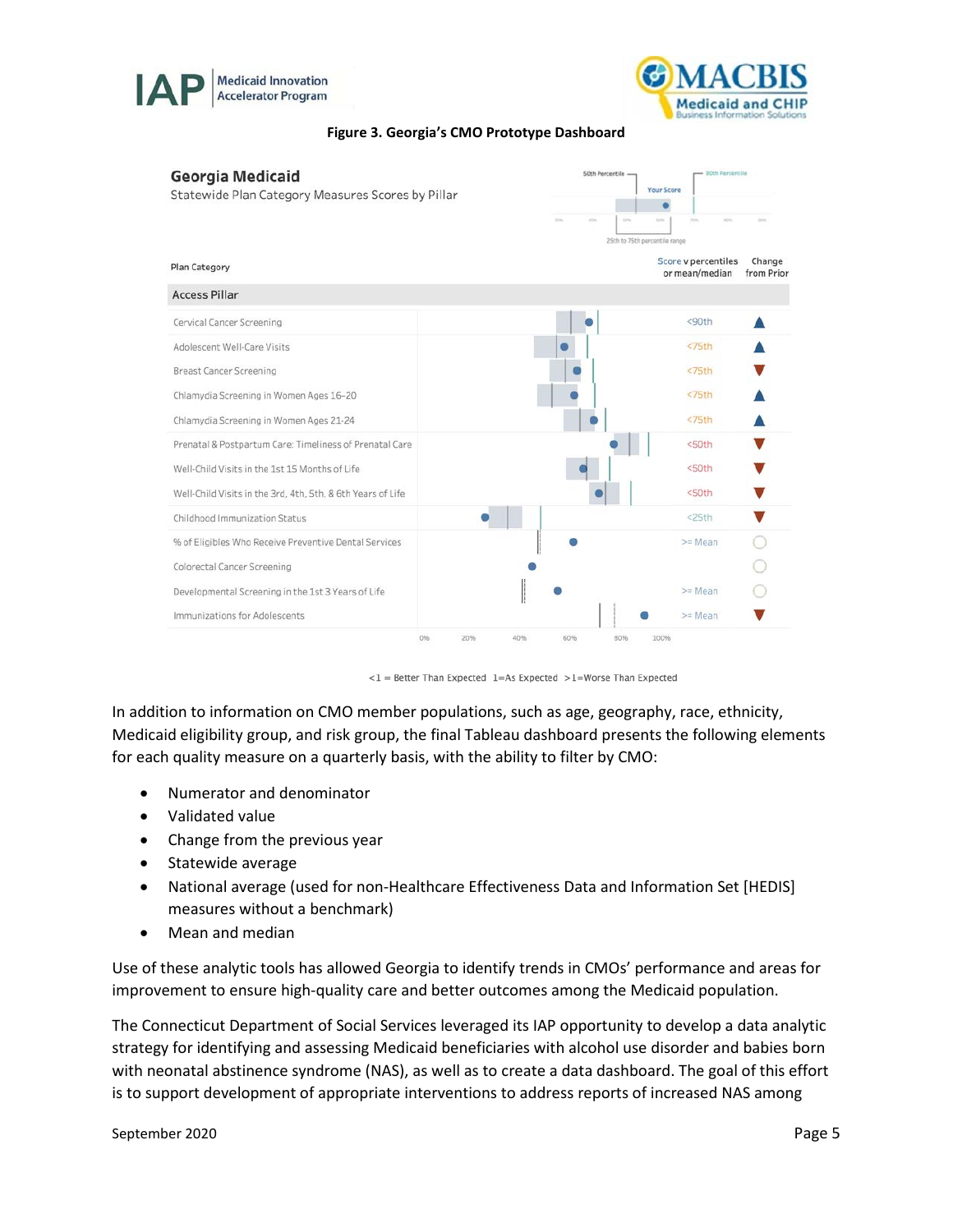**Figure 3. Georgia's CMO Prototype Dashboard**

**Georgia Medicaid**

Statewide Plan Category Measures Scores by Pillar

| Plan Category | Score v percentiles or mean/median | Change from Prior |
|---|---|---|
| **Access Pillar** | | |
| Cervical Cancer Screening | <90th | ▲ |
| Adolescent Well-Care Visits | <75th | ▲ |
| Breast Cancer Screening | <75th | ▼ |
| Chlamydia Screening in Women Ages 16-20 | <75th | ▲ |
| Chlamydia Screening in Women Ages 21-24 | <75th | ▲ |
| Prenatal & Postpartum Care: Timeliness of Prenatal Care | <50th | ▼ |
| Well-Child Visits in the 1st 15 Months of Life | <50th | ▼ |
| Well-Child Visits in the 3rd, 4th, 5th, & 6th Years of Life | <50th | ▼ |
| Childhood Immunization Status | <25th | ▼ |
| % of Eligibles Who Receive Preventive Dental Services | >= Mean | ○ |
| Colorectal Cancer Screening | | ○ |
| Developmental Screening in the 1st 3 Years of Life | >= Mean | ○ |
| Immunizations for Adolescents | >= Mean | ▼ |

<1 = Better Than Expected 1=As Expected >1=Worse Than Expected

In addition to information on CMO member populations, such as age, geography, race, ethnicity, Medicaid eligibility group, and risk group, the final Tableau dashboard presents the following elements for each quality measure on a quarterly basis, with the ability to filter by CMO:

- Numerator and denominator
- Validated value
- Change from the previous year
- Statewide average
- National average (used for non-Healthcare Effectiveness Data and Information Set [HEDIS] measures without a benchmark)
- Mean and median

Use of these analytic tools has allowed Georgia to identify trends in CMOs' performance and areas for improvement to ensure high-quality care and better outcomes among the Medicaid population.

The Connecticut Department of Social Services leveraged its IAP opportunity to develop a data analytic strategy for identifying and assessing Medicaid beneficiaries with alcohol use disorder and babies born with neonatal abstinence syndrome (NAS), as well as to create a data dashboard. The goal of this effort is to support development of appropriate interventions to address reports of increased NAS among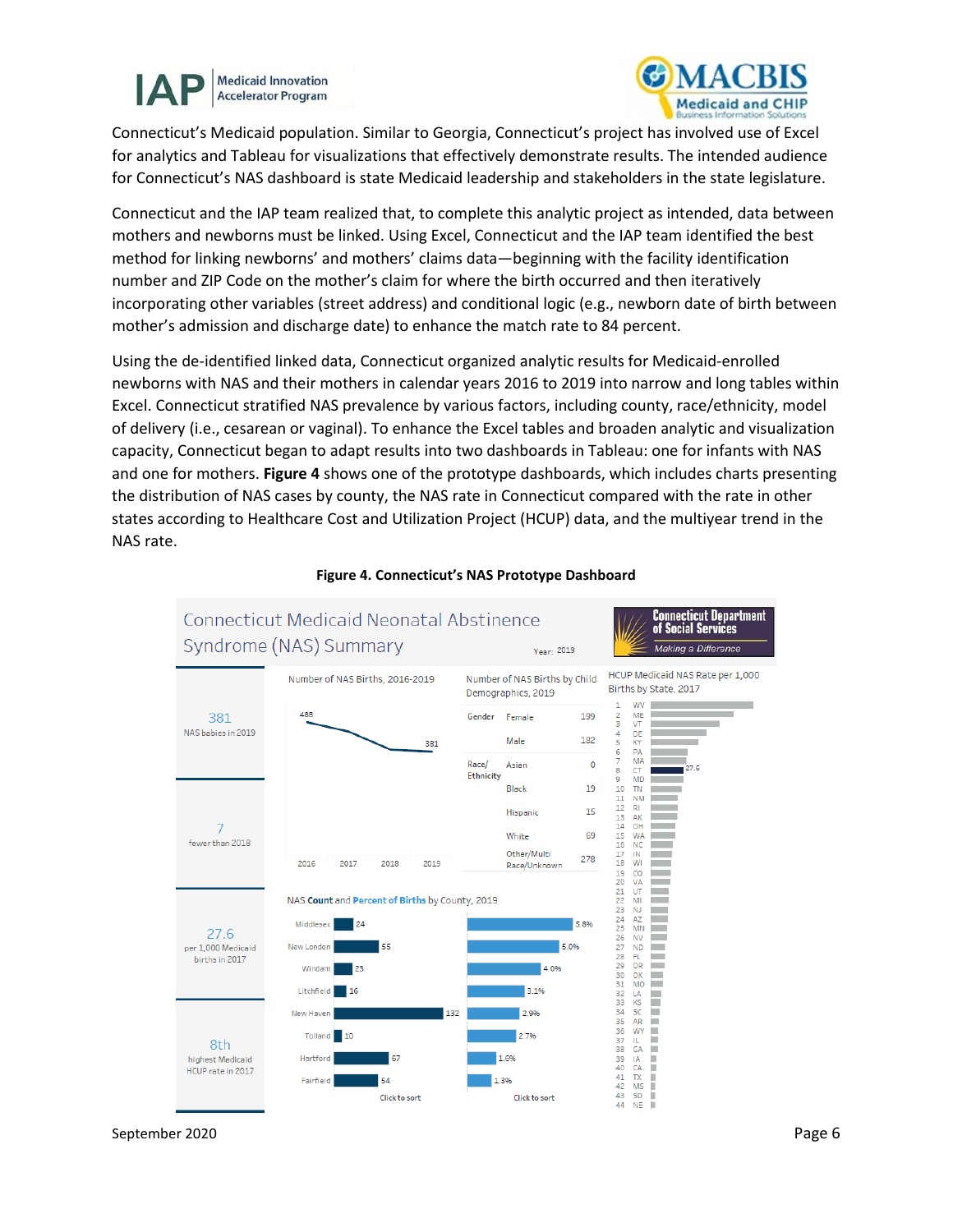Connecticut's Medicaid population. Similar to Georgia, Connecticut's project has involved use of Excel for analytics and Tableau for visualizations that effectively demonstrate results. The intended audience for Connecticut's NAS dashboard is state Medicaid leadership and stakeholders in the state legislature.

Connecticut and the IAP team realized that, to complete this analytic project as intended, data between mothers and newborns must be linked. Using Excel, Connecticut and the IAP team identified the best method for linking newborns' and mothers' claims data—beginning with the facility identification number and ZIP Code on the mother's claim for where the birth occurred and then iteratively incorporating other variables (street address) and conditional logic (e.g., newborn date of birth between mother's admission and discharge date) to enhance the match rate to 84 percent.

Using the de-identified linked data, Connecticut organized analytic results for Medicaid-enrolled newborns with NAS and their mothers in calendar years 2016 to 2019 into narrow and long tables within Excel. Connecticut stratified NAS prevalence by various factors, including county, race/ethnicity, model of delivery (i.e., cesarean or vaginal). To enhance the Excel tables and broaden analytic and visualization capacity, Connecticut began to adapt results into two dashboards in Tableau: one for infants with NAS and one for mothers. **Figure 4** shows one of the prototype dashboards, which includes charts presenting the distribution of NAS cases by county, the NAS rate in Connecticut compared with the rate in other states according to Healthcare Cost and Utilization Project (HCUP) data, and the multiyear trend in the NAS rate.

**Figure 4. Connecticut's NAS Prototype Dashboard**

Connecticut Medicaid Neonatal Abstinence Syndrome (NAS) Summary — Year: 2019

Connecticut Department of Social Services — *Making a Difference*

- 381 NAS babies in 2019
- 7 fewer than 2018
- 27.6 per 1,000 Medicaid births in 2017
- 8th highest Medicaid HCUP rate in 2017

Number of NAS Births, 2016-2019: 2016: 488; 2019: 381

Number of NAS Births by Child Demographics, 2019

| | | |
|---|---|---|
| Gender | Female | 199 |
| | Male | 182 |
| Race/Ethnicity | Asian | 0 |
| | Black | 19 |
| | Hispanic | 15 |
| | White | 69 |
| | Other/Multi Race/Unknown | 278 |

NAS Count and Percent of Births by County, 2019

| County | Count | Percent |
|---|---|---|
| Middlesex | 24 | 5.8% |
| New London | 55 | 5.0% |
| Windam | 23 | 4.0% |
| Litchfield | 16 | 3.1% |
| New Haven | 132 | 2.9% |
| Tolland | 10 | 2.7% |
| Hartford | 67 | 1.6% |
| Fairfield | 54 | 1.3% |

Click to sort

HCUP Medicaid NAS Rate per 1,000 Births by State, 2017

1 WV, 2 ME, 3 VT, 4 DE, 5 KY, 6 PA, 7 MA, 8 CT (27.6), 9 MD, 10 TN, 11 NM, 12 RI, 13 AK, 14 OH, 15 WA, 16 NC, 17 IN, 18 WI, 19 CO, 20 VA, 21 UT, 22 MI, 23 NJ, 24 AZ, 25 MN, 26 NV, 27 ND, 28 FL, 29 OR, 30 OK, 31 MO, 32 LA, 33 KS, 34 SC, 35 AR, 36 WY, 37 IL, 38 GA, 39 IA, 40 CA, 41 TX, 42 MS, 43 SD, 44 NE

September 2020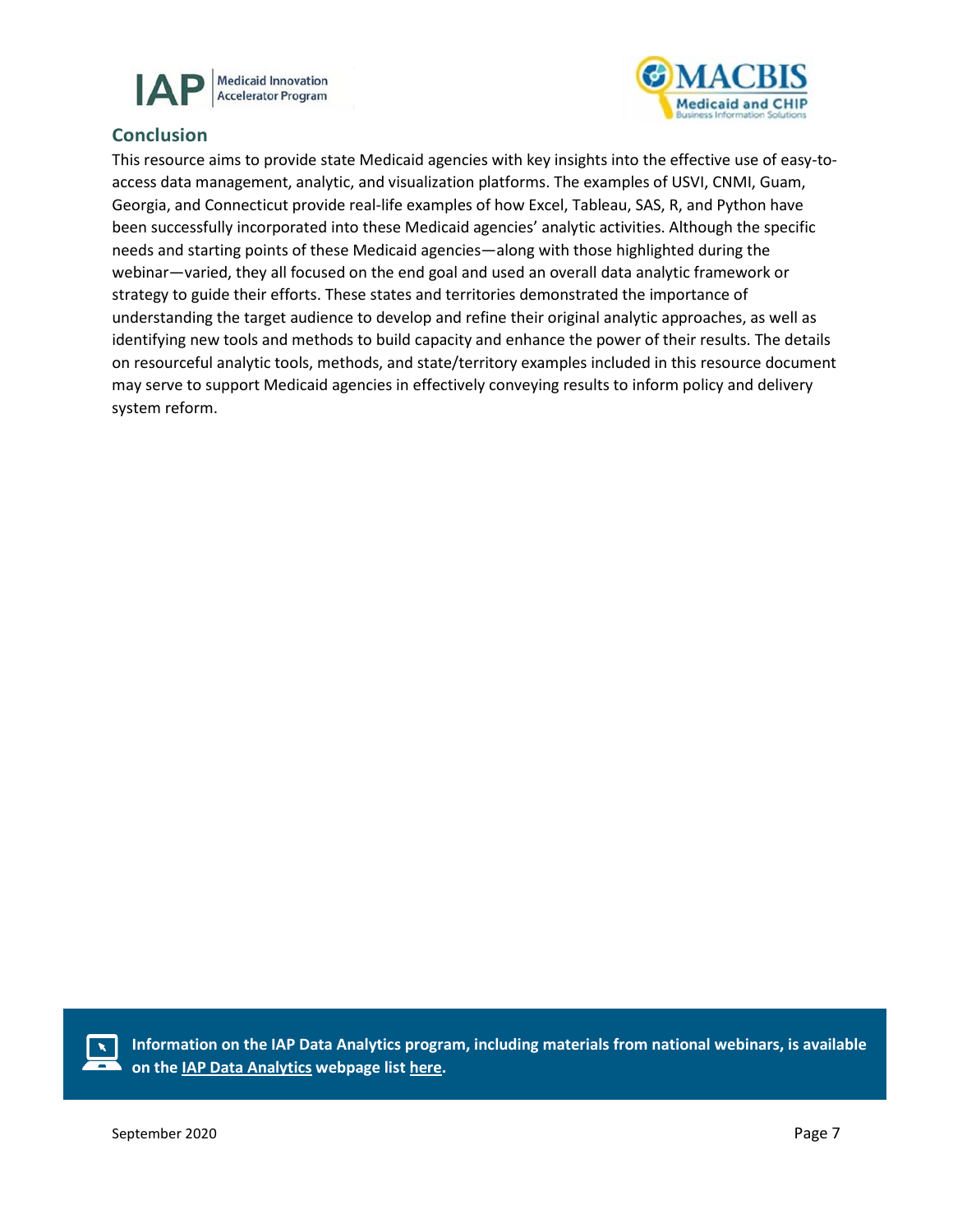## Conclusion

This resource aims to provide state Medicaid agencies with key insights into the effective use of easy-to-access data management, analytic, and visualization platforms. The examples of USVI, CNMI, Guam, Georgia, and Connecticut provide real-life examples of how Excel, Tableau, SAS, R, and Python have been successfully incorporated into these Medicaid agencies' analytic activities. Although the specific needs and starting points of these Medicaid agencies—along with those highlighted during the webinar—varied, they all focused on the end goal and used an overall data analytic framework or strategy to guide their efforts. These states and territories demonstrated the importance of understanding the target audience to develop and refine their original analytic approaches, as well as identifying new tools and methods to build capacity and enhance the power of their results. The details on resourceful analytic tools, methods, and state/territory examples included in this resource document may serve to support Medicaid agencies in effectively conveying results to inform policy and delivery system reform.

**Information on the IAP Data Analytics program, including materials from national webinars, is available on the IAP Data Analytics webpage list here.**